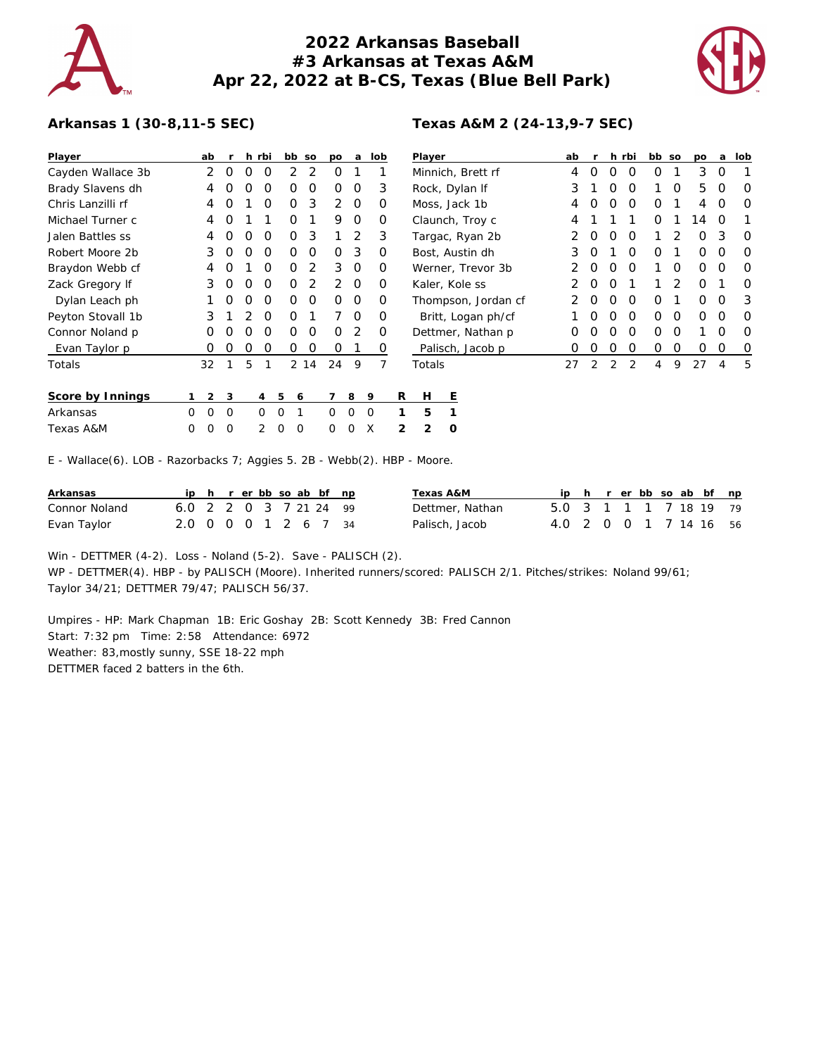# 2022 Arkansas Baseball
## #3 Arkansas at Texas A&M
## Apr 22, 2022 at B-CS, Texas (Blue Bell Park)

### Arkansas 1 (30-8,11-5 SEC)

| Player | ab | r | h | rbi | bb | so | po | a | lob |
|---|---|---|---|---|---|---|---|---|---|
| Cayden Wallace 3b | 2 | 0 | 0 | 0 | 2 | 2 | 0 | 1 | 1 |
| Brady Slavens dh | 4 | 0 | 0 | 0 | 0 | 0 | 0 | 0 | 3 |
| Chris Lanzilli rf | 4 | 0 | 1 | 0 | 0 | 3 | 2 | 0 | 0 |
| Michael Turner c | 4 | 0 | 1 | 1 | 0 | 1 | 9 | 0 | 0 |
| Jalen Battles ss | 4 | 0 | 0 | 0 | 0 | 3 | 1 | 2 | 3 |
| Robert Moore 2b | 3 | 0 | 0 | 0 | 0 | 0 | 0 | 3 | 0 |
| Braydon Webb cf | 4 | 0 | 1 | 0 | 0 | 2 | 3 | 0 | 0 |
| Zack Gregory lf | 3 | 0 | 0 | 0 | 0 | 2 | 2 | 0 | 0 |
| Dylan Leach ph | 1 | 0 | 0 | 0 | 0 | 0 | 0 | 0 | 0 |
| Peyton Stovall 1b | 3 | 1 | 2 | 0 | 0 | 1 | 7 | 0 | 0 |
| Connor Noland p | 0 | 0 | 0 | 0 | 0 | 0 | 0 | 2 | 0 |
| Evan Taylor p | 0 | 0 | 0 | 0 | 0 | 0 | 0 | 1 | 0 |
| Totals | 32 | 1 | 5 | 1 | 2 | 14 | 24 | 9 | 7 |

### Texas A&M 2 (24-13,9-7 SEC)

| Player | ab | r | h | rbi | bb | so | po | a | lob |
|---|---|---|---|---|---|---|---|---|---|
| Minnich, Brett rf | 4 | 0 | 0 | 0 | 0 | 1 | 3 | 0 | 1 |
| Rock, Dylan lf | 3 | 1 | 0 | 0 | 1 | 0 | 5 | 0 | 0 |
| Moss, Jack 1b | 4 | 0 | 0 | 0 | 0 | 1 | 4 | 0 | 0 |
| Claunch, Troy c | 4 | 1 | 1 | 1 | 0 | 1 | 14 | 0 | 1 |
| Targac, Ryan 2b | 2 | 0 | 0 | 0 | 1 | 2 | 0 | 3 | 0 |
| Bost, Austin dh | 3 | 0 | 1 | 0 | 0 | 1 | 0 | 0 | 0 |
| Werner, Trevor 3b | 2 | 0 | 0 | 0 | 1 | 0 | 0 | 0 | 0 |
| Kaler, Kole ss | 2 | 0 | 0 | 1 | 1 | 2 | 0 | 1 | 0 |
| Thompson, Jordan cf | 2 | 0 | 0 | 0 | 0 | 1 | 0 | 0 | 3 |
| Britt, Logan ph/cf | 1 | 0 | 0 | 0 | 0 | 0 | 0 | 0 | 0 |
| Dettmer, Nathan p | 0 | 0 | 0 | 0 | 0 | 0 | 1 | 0 | 0 |
| Palisch, Jacob p | 0 | 0 | 0 | 0 | 0 | 0 | 0 | 0 | 0 |
| Totals | 27 | 2 | 2 | 2 | 4 | 9 | 27 | 4 | 5 |

| Score by Innings | 1 | 2 | 3 | 4 | 5 | 6 | 7 | 8 | 9 | R | H | E |
|---|---|---|---|---|---|---|---|---|---|---|---|---|
| Arkansas | 0 | 0 | 0 | 0 | 0 | 1 | 0 | 0 | 0 | 1 | 5 | 1 |
| Texas A&M | 0 | 0 | 0 | 2 | 0 | 0 | 0 | 0 | X | 2 | 2 | 0 |

E - Wallace(6). LOB - Razorbacks 7; Aggies 5. 2B - Webb(2). HBP - Moore.

| Arkansas | ip | h | r | er | bb | so | ab | bf | np |
|---|---|---|---|---|---|---|---|---|---|
| Connor Noland | 6.0 | 2 | 2 | 0 | 3 | 7 | 21 | 24 | 99 |
| Evan Taylor | 2.0 | 0 | 0 | 0 | 1 | 2 | 6 | 7 | 34 |

| Texas A&M | ip | h | r | er | bb | so | ab | bf | np |
|---|---|---|---|---|---|---|---|---|---|
| Dettmer, Nathan | 5.0 | 3 | 1 | 1 | 1 | 7 | 18 | 19 | 79 |
| Palisch, Jacob | 4.0 | 2 | 0 | 0 | 1 | 7 | 14 | 16 | 56 |

Win - DETTMER (4-2). Loss - Noland (5-2). Save - PALISCH (2).
WP - DETTMER(4). HBP - by PALISCH (Moore). Inherited runners/scored: PALISCH 2/1. Pitches/strikes: Noland 99/61; Taylor 34/21; DETTMER 79/47; PALISCH 56/37.

Umpires - HP: Mark Chapman 1B: Eric Goshay 2B: Scott Kennedy 3B: Fred Cannon
Start: 7:32 pm Time: 2:58 Attendance: 6972
Weather: 83,mostly sunny, SSE 18-22 mph
DETTMER faced 2 batters in the 6th.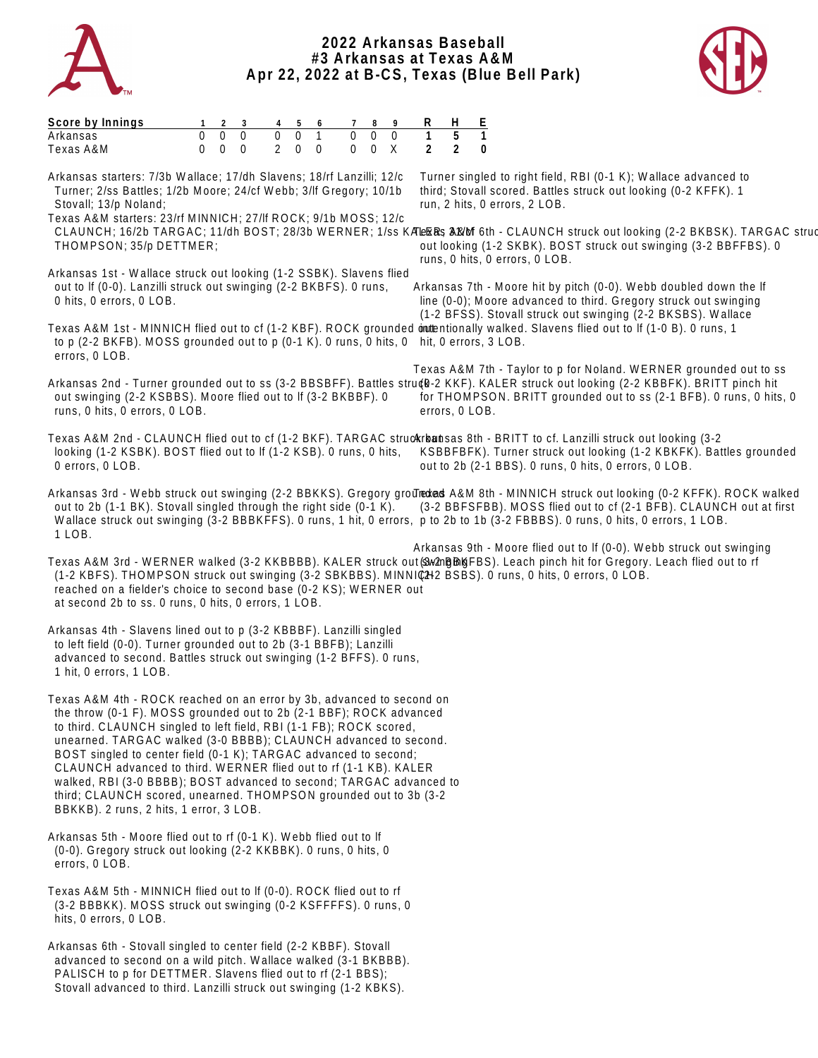# 2022 Arkansas Baseball
## #3 Arkansas at Texas A&M
## Apr 22, 2022 at B-CS, Texas (Blue Bell Park)

| Score by Innings | 1 | 2 | 3 | 4 | 5 | 6 | 7 | 8 | 9 | R | H | E |
|---|---|---|---|---|---|---|---|---|---|---|---|---|
| Arkansas | 0 | 0 | 0 | 0 | 0 | 1 | 0 | 0 | 0 | 1 | 5 | 1 |
| Texas A&M | 0 | 0 | 0 | 2 | 0 | 0 | 0 | 0 | X | 2 | 2 | 0 |

Arkansas starters: 7/3b Wallace; 17/dh Slavens; 18/rf Lanzilli; 12/c Turner; 2/ss Battles; 1/2b Moore; 24/cf Webb; 3/lf Gregory; 10/1b Stovall; 13/p Noland;

Texas A&M starters: 23/rf MINNICH; 27/lf ROCK; 9/1b MOSS; 12/c CLAUNCH; 16/2b TARGAC; 11/dh BOST; 28/3b WERNER; 1/ss KALER; 3/cf THOMPSON; 35/p DETTMER;

Arkansas 1st - Wallace struck out looking (1-2 SSBK). Slavens flied out to lf (0-0). Lanzilli struck out swinging (2-2 BKBFS). 0 runs, 0 hits, 0 errors, 0 LOB.

Texas A&M 1st - MINNICH flied out to cf (1-2 KBF). ROCK grounded out to p (2-2 BKFB). MOSS grounded out to p (0-1 K). 0 runs, 0 hits, 0 errors, 0 LOB.

Arkansas 2nd - Turner grounded out to ss (3-2 BBSBFF). Battles struck out swinging (2-2 KSBBS). Moore flied out to lf (3-2 BKBBF). 0 runs, 0 hits, 0 errors, 0 LOB.

Texas A&M 2nd - CLAUNCH flied out to cf (1-2 BKF). TARGAC struck out looking (1-2 KSBK). BOST flied out to lf (1-2 KSB). 0 runs, 0 hits, 0 errors, 0 LOB.

Arkansas 3rd - Webb struck out swinging (2-2 BBKKS). Gregory grounded out to 2b (1-1 BK). Stovall singled through the right side (0-1 K). Wallace struck out swinging (3-2 BBBKFFS). 0 runs, 1 hit, 0 errors, 1 LOB.

Texas A&M 3rd - WERNER walked (3-2 KKBBBB). KALER struck out swinging (1-2 KBFS). THOMPSON struck out swinging (3-2 SBKBBS). MINNICH reached on a fielder's choice to second base (0-2 KS); WERNER out at second 2b to ss. 0 runs, 0 hits, 0 errors, 1 LOB.

Arkansas 4th - Slavens lined out to p (3-2 KBBBF). Lanzilli singled to left field (0-0). Turner grounded out to 2b (3-1 BBFB); Lanzilli advanced to second. Battles struck out swinging (1-2 BFFS). 0 runs, 1 hit, 0 errors, 1 LOB.

Texas A&M 4th - ROCK reached on an error by 3b, advanced to second on the throw (0-1 F). MOSS grounded out to 2b (2-1 BBF); ROCK advanced to third. CLAUNCH singled to left field, RBI (1-1 FB); ROCK scored, unearned. TARGAC walked (3-0 BBBB); CLAUNCH advanced to second. BOST singled to center field (0-1 K); TARGAC advanced to second; CLAUNCH advanced to third. WERNER flied out to rf (1-1 KB). KALER walked, RBI (3-0 BBBB); BOST advanced to second; TARGAC advanced to third; CLAUNCH scored, unearned. THOMPSON grounded out to 3b (3-2 BBKKB). 2 runs, 2 hits, 1 error, 3 LOB.

Arkansas 5th - Moore flied out to rf (0-1 K). Webb flied out to lf (0-0). Gregory struck out looking (2-2 KKBBK). 0 runs, 0 hits, 0 errors, 0 LOB.

Texas A&M 5th - MINNICH flied out to lf (0-0). ROCK flied out to rf (3-2 BBBKK). MOSS struck out swinging (0-2 KSFFFFS). 0 runs, 0 hits, 0 errors, 0 LOB.

Arkansas 6th - Stovall singled to center field (2-2 KBBF). Stovall advanced to second on a wild pitch. Wallace walked (3-1 BKBBB). PALISCH to p for DETTMER. Slavens flied out to rf (2-1 BBS); Stovall advanced to third. Lanzilli struck out swinging (1-2 KBKS). Turner singled to right field, RBI (0-1 K); Wallace advanced to third; Stovall scored. Battles struck out looking (0-2 KFFK). 1 run, 2 hits, 0 errors, 2 LOB.

Texas A&M 6th - CLAUNCH struck out looking (2-2 BKBSK). TARGAC struck out looking (1-2 SKBK). BOST struck out swinging (3-2 BBFFBS). 0 runs, 0 hits, 0 errors, 0 LOB.

Arkansas 7th - Moore hit by pitch (0-0). Webb doubled down the lf line (0-0); Moore advanced to third. Gregory struck out swinging (1-2 BFSS). Stovall struck out swinging (2-2 BKSBS). Wallace intentionally walked. Slavens flied out to lf (1-0 B). 0 runs, 1 hit, 0 errors, 3 LOB.

Texas A&M 7th - Taylor to p for Noland. WERNER grounded out to ss (0-2 KKF). KALER struck out looking (2-2 KBBFK). BRITT pinch hit for THOMPSON. BRITT grounded out to ss (2-1 BFB). 0 runs, 0 hits, 0 errors, 0 LOB.

Arkansas 8th - BRITT to cf. Lanzilli struck out looking (3-2 KSBBFBFK). Turner struck out looking (1-2 KBKFK). Battles grounded out to 2b (2-1 BBS). 0 runs, 0 hits, 0 errors, 0 LOB.

Texas A&M 8th - MINNICH struck out looking (0-2 KFFK). ROCK walked (3-2 BBFSFBB). MOSS flied out to cf (2-1 BFB). CLAUNCH out at first p to 2b to 1b (3-2 FBBBS). 0 runs, 0 hits, 0 errors, 1 LOB.

Arkansas 9th - Moore flied out to lf (0-0). Webb struck out swinging (3-2 BBKFBS). Leach pinch hit for Gregory. Leach flied out to rf (2-2 BSBS). 0 runs, 0 hits, 0 errors, 0 LOB.